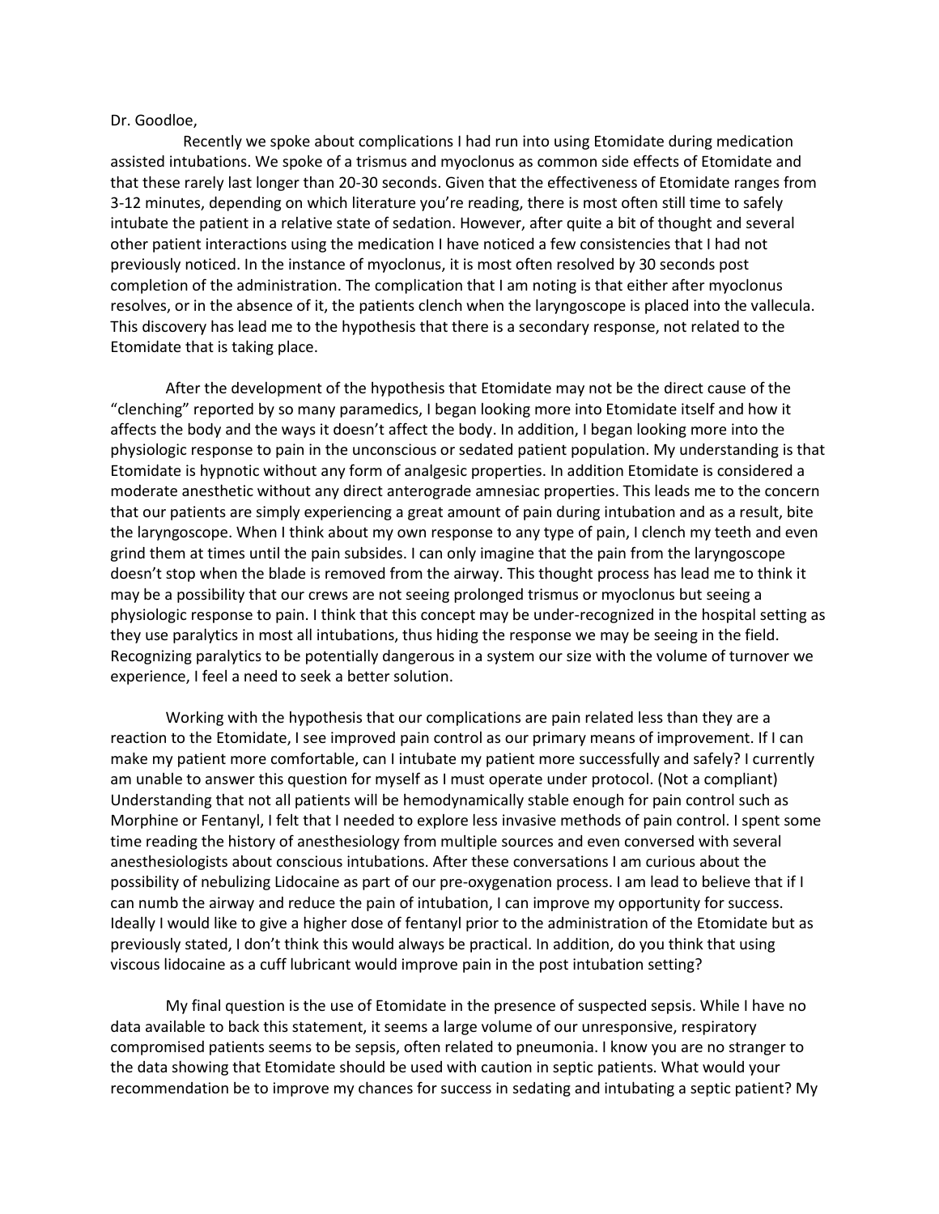Dr. Goodloe,

Recently we spoke about complications I had run into using Etomidate during medication assisted intubations. We spoke of a trismus and myoclonus as common side effects of Etomidate and that these rarely last longer than 20-30 seconds. Given that the effectiveness of Etomidate ranges from 3-12 minutes, depending on which literature you're reading, there is most often still time to safely intubate the patient in a relative state of sedation. However, after quite a bit of thought and several other patient interactions using the medication I have noticed a few consistencies that I had not previously noticed. In the instance of myoclonus, it is most often resolved by 30 seconds post completion of the administration. The complication that I am noting is that either after myoclonus resolves, or in the absence of it, the patients clench when the laryngoscope is placed into the vallecula. This discovery has lead me to the hypothesis that there is a secondary response, not related to the Etomidate that is taking place.

After the development of the hypothesis that Etomidate may not be the direct cause of the "clenching" reported by so many paramedics, I began looking more into Etomidate itself and how it affects the body and the ways it doesn't affect the body. In addition, I began looking more into the physiologic response to pain in the unconscious or sedated patient population. My understanding is that Etomidate is hypnotic without any form of analgesic properties. In addition Etomidate is considered a moderate anesthetic without any direct anterograde amnesiac properties. This leads me to the concern that our patients are simply experiencing a great amount of pain during intubation and as a result, bite the laryngoscope. When I think about my own response to any type of pain, I clench my teeth and even grind them at times until the pain subsides. I can only imagine that the pain from the laryngoscope doesn't stop when the blade is removed from the airway. This thought process has lead me to think it may be a possibility that our crews are not seeing prolonged trismus or myoclonus but seeing a physiologic response to pain. I think that this concept may be under-recognized in the hospital setting as they use paralytics in most all intubations, thus hiding the response we may be seeing in the field. Recognizing paralytics to be potentially dangerous in a system our size with the volume of turnover we experience, I feel a need to seek a better solution.

Working with the hypothesis that our complications are pain related less than they are a reaction to the Etomidate, I see improved pain control as our primary means of improvement. If I can make my patient more comfortable, can I intubate my patient more successfully and safely? I currently am unable to answer this question for myself as I must operate under protocol. (Not a compliant) Understanding that not all patients will be hemodynamically stable enough for pain control such as Morphine or Fentanyl, I felt that I needed to explore less invasive methods of pain control. I spent some time reading the history of anesthesiology from multiple sources and even conversed with several anesthesiologists about conscious intubations. After these conversations I am curious about the possibility of nebulizing Lidocaine as part of our pre-oxygenation process. I am lead to believe that if I can numb the airway and reduce the pain of intubation, I can improve my opportunity for success. Ideally I would like to give a higher dose of fentanyl prior to the administration of the Etomidate but as previously stated, I don't think this would always be practical. In addition, do you think that using viscous lidocaine as a cuff lubricant would improve pain in the post intubation setting?

My final question is the use of Etomidate in the presence of suspected sepsis. While I have no data available to back this statement, it seems a large volume of our unresponsive, respiratory compromised patients seems to be sepsis, often related to pneumonia. I know you are no stranger to the data showing that Etomidate should be used with caution in septic patients. What would your recommendation be to improve my chances for success in sedating and intubating a septic patient? My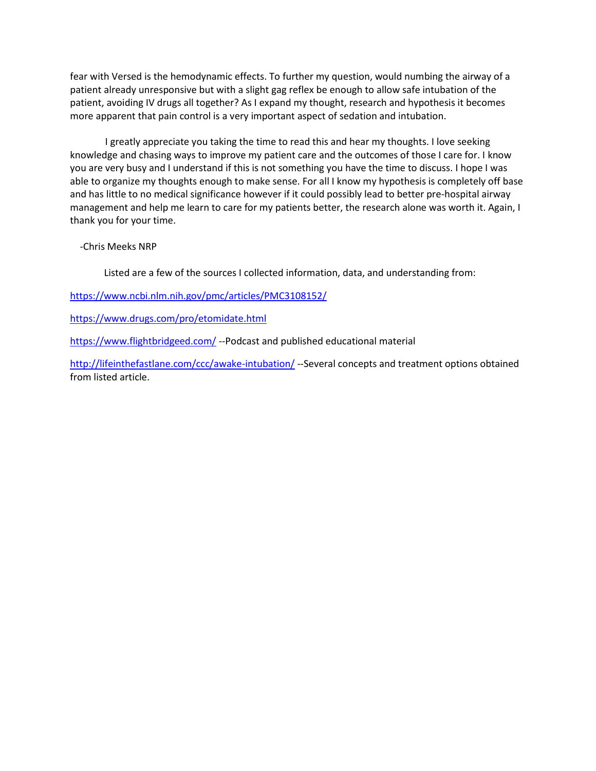fear with Versed is the hemodynamic effects. To further my question, would numbing the airway of a patient already unresponsive but with a slight gag reflex be enough to allow safe intubation of the patient, avoiding IV drugs all together? As I expand my thought, research and hypothesis it becomes more apparent that pain control is a very important aspect of sedation and intubation.

I greatly appreciate you taking the time to read this and hear my thoughts. I love seeking knowledge and chasing ways to improve my patient care and the outcomes of those I care for. I know you are very busy and I understand if this is not something you have the time to discuss. I hope I was able to organize my thoughts enough to make sense. For all I know my hypothesis is completely off base and has little to no medical significance however if it could possibly lead to better pre-hospital airway management and help me learn to care for my patients better, the research alone was worth it. Again, I thank you for your time.

-Chris Meeks NRP

Listed are a few of the sources I collected information, data, and understanding from:

https://www.ncbi.nlm.nih.gov/pmc/articles/PMC3108152/

https://www.drugs.com/pro/etomidate.html

https://www.flightbridgeed.com/ --Podcast and published educational material

http://lifeinthefastlane.com/ccc/awake-intubation/ --Several concepts and treatment options obtained from listed article.